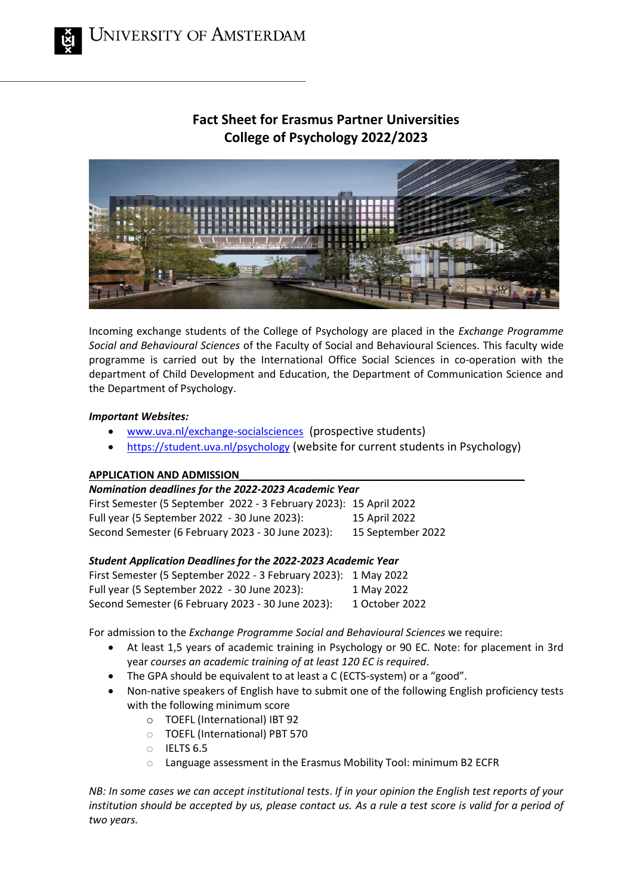# Fact Sheet for Erasmus Partner Universities
## College of Psychology 2022/2023

Incoming exchange students of the College of Psychology are placed in the *Exchange Programme Social and Behavioural Sciences* of the Faculty of Social and Behavioural Sciences. This faculty wide programme is carried out by the International Office Social Sciences in co-operation with the department of Child Development and Education, the Department of Communication Science and the Department of Psychology.

***Important Websites:***

- [www.uva.nl/exchange-socialsciences](www.uva.nl/exchange-socialsciences) (prospective students)
- [https://student.uva.nl/psychology](https://student.uva.nl/psychology) (website for current students in Psychology)

**APPLICATION AND ADMISSION**

***Nomination deadlines for the 2022-2023 Academic Year***

First Semester (5 September 2022 - 3 February 2023): 15 April 2022
Full year (5 September 2022 - 30 June 2023): 15 April 2022
Second Semester (6 February 2023 - 30 June 2023): 15 September 2022

***Student Application Deadlines for the 2022-2023 Academic Year***

First Semester (5 September 2022 - 3 February 2023): 1 May 2022
Full year (5 September 2022 - 30 June 2023): 1 May 2022
Second Semester (6 February 2023 - 30 June 2023): 1 October 2022

For admission to the *Exchange Programme Social and Behavioural Sciences* we require:

- At least 1,5 years of academic training in Psychology or 90 EC. Note: for placement in 3rd year *courses an academic training of at least 120 EC is required*.
- The GPA should be equivalent to at least a C (ECTS-system) or a "good".
- Non-native speakers of English have to submit one of the following English proficiency tests with the following minimum score
  - TOEFL (International) IBT 92
  - TOEFL (International) PBT 570
  - IELTS 6.5
  - Language assessment in the Erasmus Mobility Tool: minimum B2 ECFR

*NB: In some cases we can accept institutional tests. If in your opinion the English test reports of your institution should be accepted by us, please contact us. As a rule a test score is valid for a period of two years.*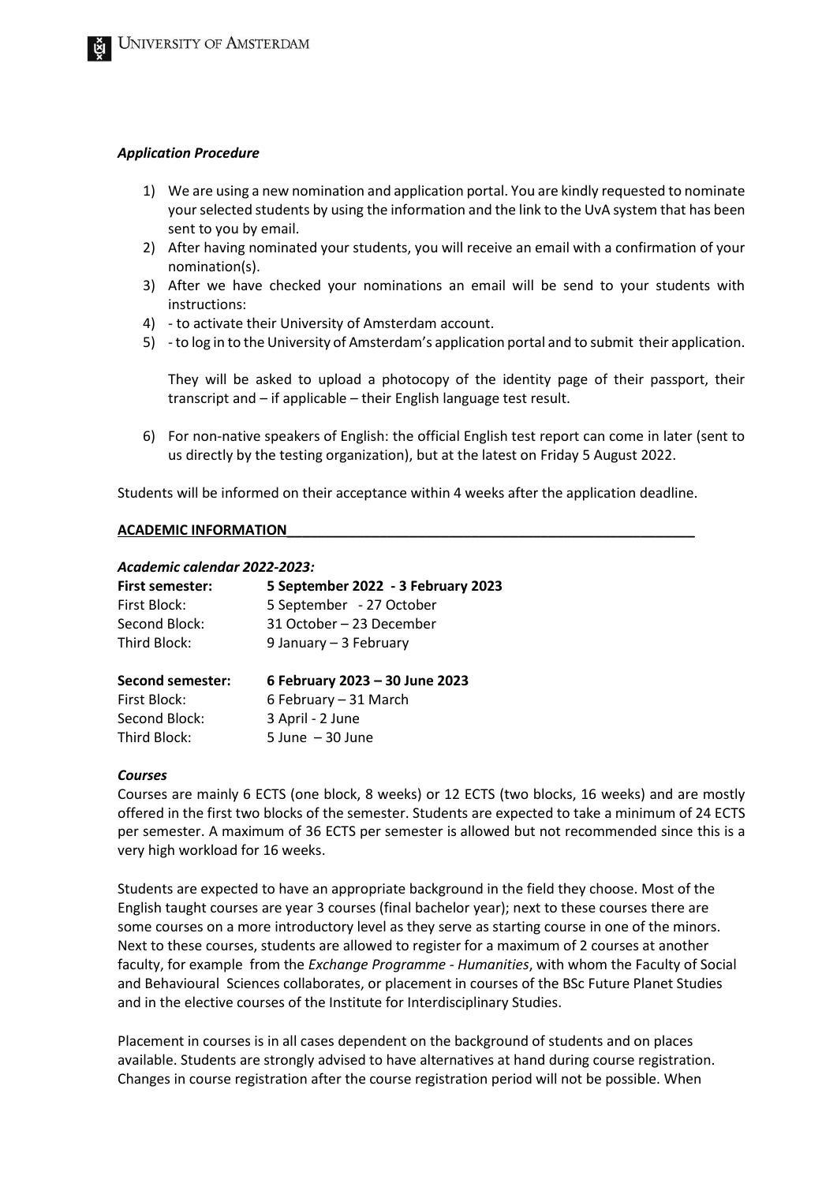### *Application Procedure*

1) We are using a new nomination and application portal. You are kindly requested to nominate your selected students by using the information and the link to the UvA system that has been sent to you by email.
2) After having nominated your students, you will receive an email with a confirmation of your nomination(s).
3) After we have checked your nominations an email will be send to your students with instructions:
4) - to activate their University of Amsterdam account.
5) - to log in to the University of Amsterdam's application portal and to submit their application.

   They will be asked to upload a photocopy of the identity page of their passport, their transcript and – if applicable – their English language test result.

6) For non-native speakers of English: the official English test report can come in later (sent to us directly by the testing organization), but at the latest on Friday 5 August 2022.

Students will be informed on their acceptance within 4 weeks after the application deadline.

## ACADEMIC INFORMATION

### *Academic calendar 2022-2023:*

**First semester:** **5 September 2022 - 3 February 2023**
First Block: 5 September - 27 October
Second Block: 31 October – 23 December
Third Block: 9 January – 3 February

**Second semester:** **6 February 2023 – 30 June 2023**
First Block: 6 February – 31 March
Second Block: 3 April - 2 June
Third Block: 5 June – 30 June

### *Courses*

Courses are mainly 6 ECTS (one block, 8 weeks) or 12 ECTS (two blocks, 16 weeks) and are mostly offered in the first two blocks of the semester. Students are expected to take a minimum of 24 ECTS per semester. A maximum of 36 ECTS per semester is allowed but not recommended since this is a very high workload for 16 weeks.

Students are expected to have an appropriate background in the field they choose. Most of the English taught courses are year 3 courses (final bachelor year); next to these courses there are some courses on a more introductory level as they serve as starting course in one of the minors. Next to these courses, students are allowed to register for a maximum of 2 courses at another faculty, for example from the *Exchange Programme - Humanities*, with whom the Faculty of Social and Behavioural Sciences collaborates, or placement in courses of the BSc Future Planet Studies and in the elective courses of the Institute for Interdisciplinary Studies.

Placement in courses is in all cases dependent on the background of students and on places available. Students are strongly advised to have alternatives at hand during course registration. Changes in course registration after the course registration period will not be possible. When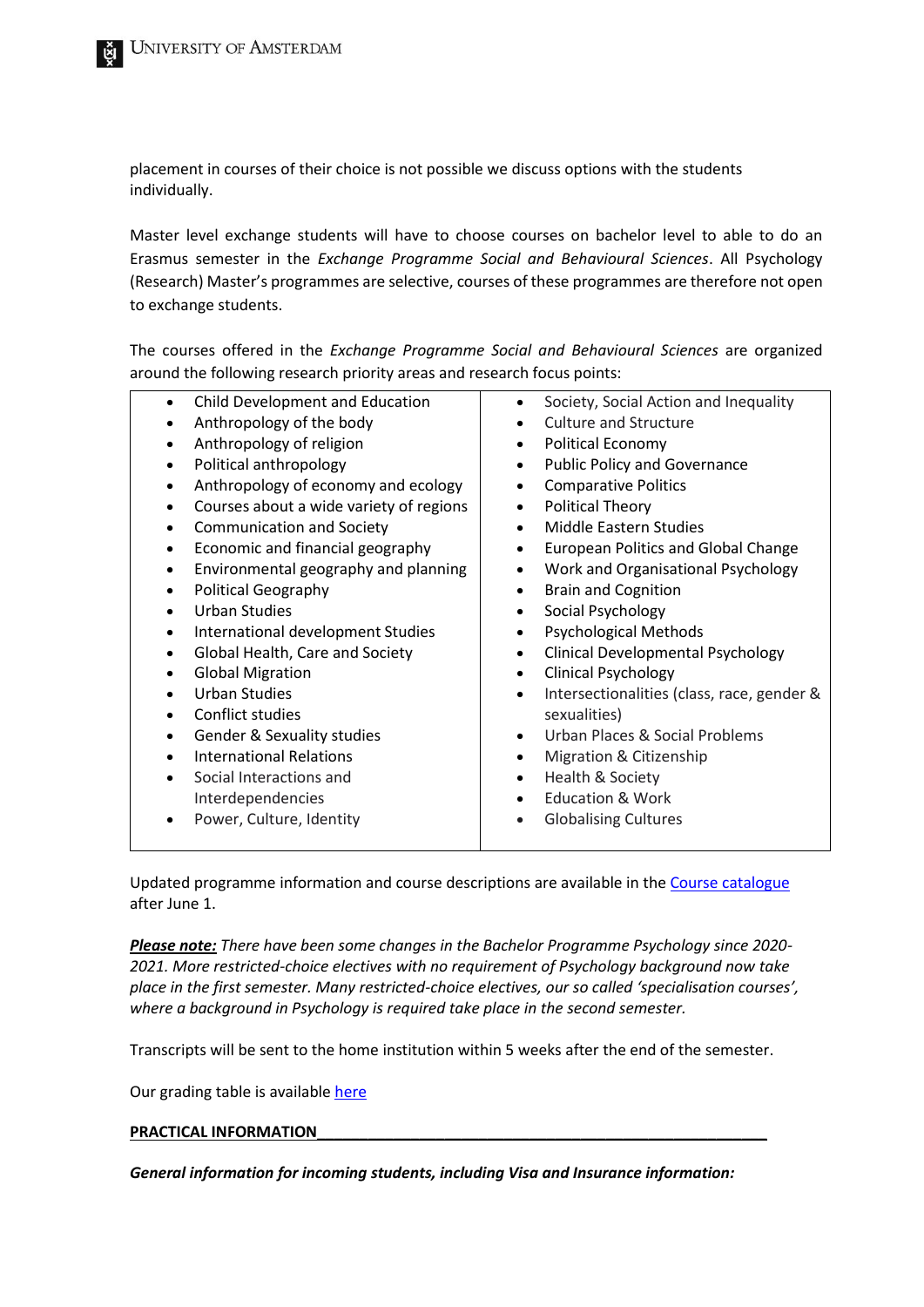placement in courses of their choice is not possible we discuss options with the students individually.

Master level exchange students will have to choose courses on bachelor level to able to do an Erasmus semester in the *Exchange Programme Social and Behavioural Sciences*. All Psychology (Research) Master's programmes are selective, courses of these programmes are therefore not open to exchange students.

The courses offered in the *Exchange Programme Social and Behavioural Sciences* are organized around the following research priority areas and research focus points:

- Child Development and Education
- Anthropology of the body
- Anthropology of religion
- Political anthropology
- Anthropology of economy and ecology
- Courses about a wide variety of regions
- Communication and Society
- Economic and financial geography
- Environmental geography and planning
- Political Geography
- Urban Studies
- International development Studies
- Global Health, Care and Society
- Global Migration
- Urban Studies
- Conflict studies
- Gender & Sexuality studies
- International Relations
- Social Interactions and Interdependencies
- Power, Culture, Identity
- Society, Social Action and Inequality
- Culture and Structure
- Political Economy
- Public Policy and Governance
- Comparative Politics
- Political Theory
- Middle Eastern Studies
- European Politics and Global Change
- Work and Organisational Psychology
- Brain and Cognition
- Social Psychology
- Psychological Methods
- Clinical Developmental Psychology
- Clinical Psychology
- Intersectionalities (class, race, gender & sexualities)
- Urban Places & Social Problems
- Migration & Citizenship
- Health & Society
- Education & Work
- Globalising Cultures

Updated programme information and course descriptions are available in the Course catalogue after June 1.

***Please note:*** *There have been some changes in the Bachelor Programme Psychology since 2020-2021. More restricted-choice electives with no requirement of Psychology background now take place in the first semester. Many restricted-choice electives, our so called 'specialisation courses', where a background in Psychology is required take place in the second semester.*

Transcripts will be sent to the home institution within 5 weeks after the end of the semester.

Our grading table is available here

**PRACTICAL INFORMATION**

***General information for incoming students, including Visa and Insurance information:***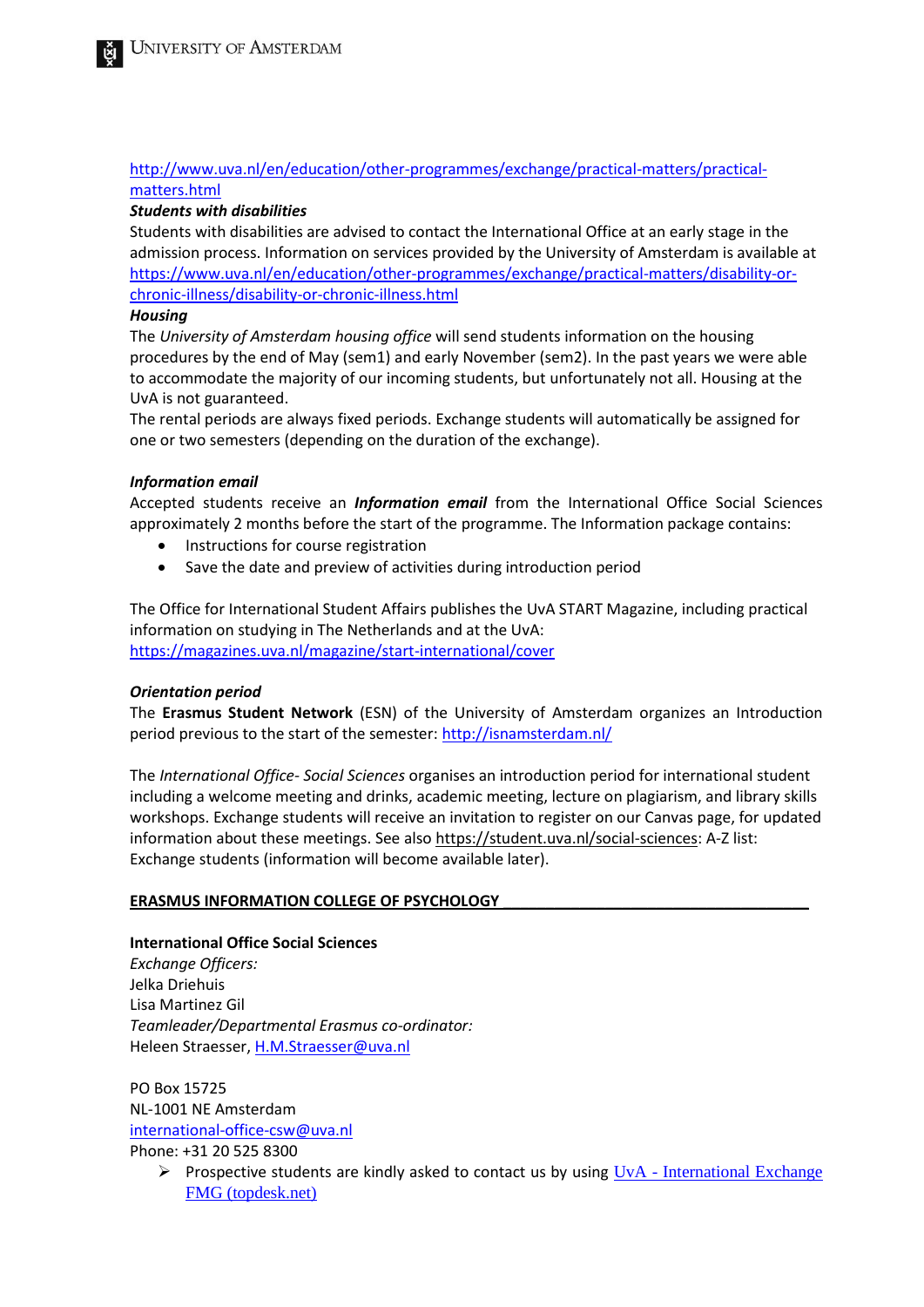http://www.uva.nl/en/education/other-programmes/exchange/practical-matters/practical-matters.html

***Students with disabilities***

Students with disabilities are advised to contact the International Office at an early stage in the admission process. Information on services provided by the University of Amsterdam is available at https://www.uva.nl/en/education/other-programmes/exchange/practical-matters/disability-or-chronic-illness/disability-or-chronic-illness.html

***Housing***

The *University of Amsterdam housing office* will send students information on the housing procedures by the end of May (sem1) and early November (sem2). In the past years we were able to accommodate the majority of our incoming students, but unfortunately not all. Housing at the UvA is not guaranteed.

The rental periods are always fixed periods. Exchange students will automatically be assigned for one or two semesters (depending on the duration of the exchange).

***Information email***

Accepted students receive an ***Information email*** from the International Office Social Sciences approximately 2 months before the start of the programme. The Information package contains:

- Instructions for course registration
- Save the date and preview of activities during introduction period

The Office for International Student Affairs publishes the UvA START Magazine, including practical information on studying in The Netherlands and at the UvA: https://magazines.uva.nl/magazine/start-international/cover

***Orientation period***

The **Erasmus Student Network** (ESN) of the University of Amsterdam organizes an Introduction period previous to the start of the semester: http://isnamsterdam.nl/

The *International Office- Social Sciences* organises an introduction period for international student including a welcome meeting and drinks, academic meeting, lecture on plagiarism, and library skills workshops. Exchange students will receive an invitation to register on our Canvas page, for updated information about these meetings. See also https://student.uva.nl/social-sciences: A-Z list: Exchange students (information will become available later).

## ERASMUS INFORMATION COLLEGE OF PSYCHOLOGY

**International Office Social Sciences**

*Exchange Officers:*
Jelka Driehuis
Lisa Martinez Gil
*Teamleader/Departmental Erasmus co-ordinator:*
Heleen Straesser, H.M.Straesser@uva.nl

PO Box 15725
NL-1001 NE Amsterdam
international-office-csw@uva.nl
Phone: +31 20 525 8300

- Prospective students are kindly asked to contact us by using UvA - International Exchange FMG (topdesk.net)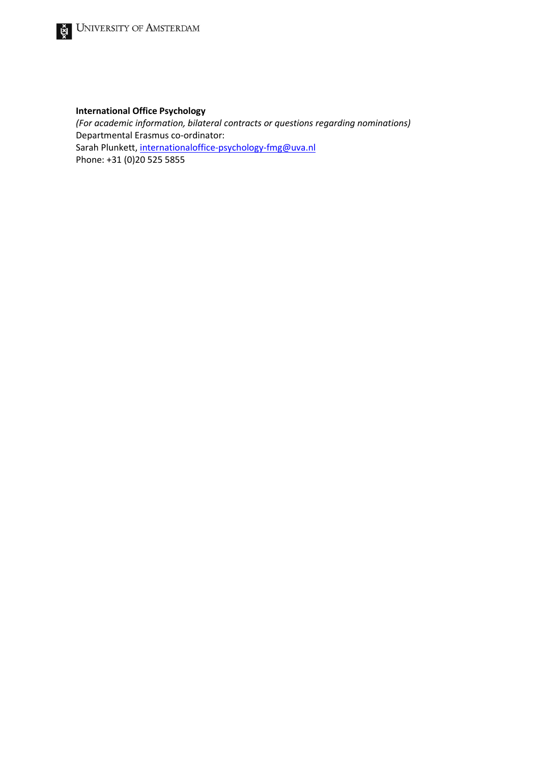**International Office Psychology**

*(For academic information, bilateral contracts or questions regarding nominations)*

Departmental Erasmus co-ordinator:

Sarah Plunkett, internationaloffice-psychology-fmg@uva.nl

Phone: +31 (0)20 525 5855